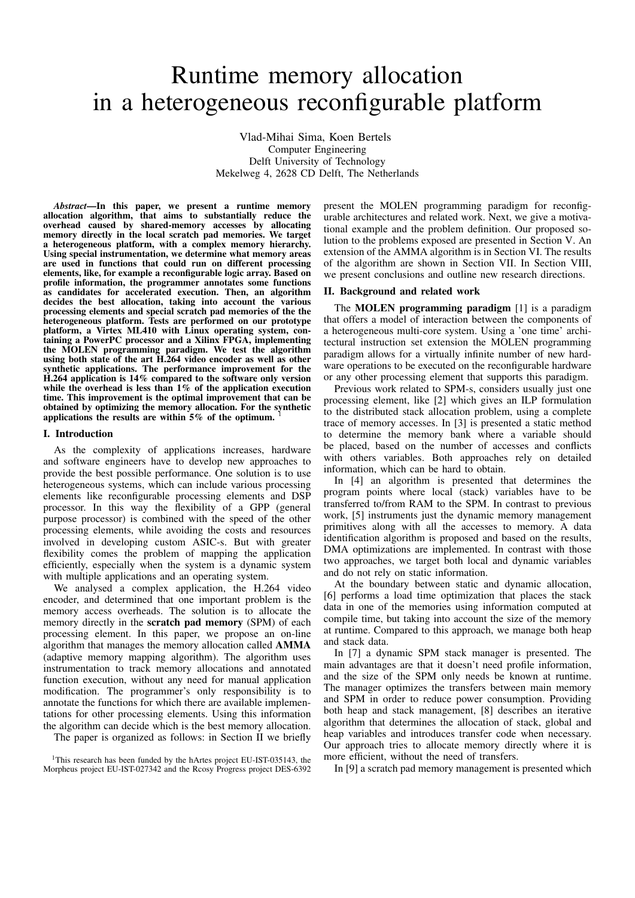# Runtime memory allocation in a heterogeneous reconfigurable platform

Vlad-Mihai Sima, Koen Bertels
Computer Engineering
Delft University of Technology
Mekelweg 4, 2628 CD Delft, The Netherlands

***Abstract*—In this paper, we present a runtime memory allocation algorithm, that aims to substantially reduce the overhead caused by shared-memory accesses by allocating memory directly in the local scratch pad memories. We target a heterogeneous platform, with a complex memory hierarchy. Using special instrumentation, we determine what memory areas are used in functions that could run on different processing elements, like, for example a reconfigurable logic array. Based on profile information, the programmer annotates some functions as candidates for accelerated execution. Then, an algorithm decides the best allocation, taking into account the various processing elements and special scratch pad memories of the the heterogeneous platform. Tests are performed on our prototype platform, a Virtex ML410 with Linux operating system, containing a PowerPC processor and a Xilinx FPGA, implementing the MOLEN programming paradigm. We test the algorithm using both state of the art H.264 video encoder as well as other synthetic applications. The performance improvement for the H.264 application is 14% compared to the software only version while the overhead is less than 1% of the application execution time. This improvement is the optimal improvement that can be obtained by optimizing the memory allocation. For the synthetic applications the results are within 5% of the optimum.** [1]

## I. Introduction

As the complexity of applications increases, hardware and software engineers have to develop new approaches to provide the best possible performance. One solution is to use heterogeneous systems, which can include various processing elements like reconfigurable processing elements and DSP processor. In this way the flexibility of a GPP (general purpose processor) is combined with the speed of the other processing elements, while avoiding the costs and resources involved in developing custom ASIC-s. But with greater flexibility comes the problem of mapping the application efficiently, especially when the system is a dynamic system with multiple applications and an operating system.

We analysed a complex application, the H.264 video encoder, and determined that one important problem is the memory access overheads. The solution is to allocate the memory directly in the **scratch pad memory** (SPM) of each processing element. In this paper, we propose an on-line algorithm that manages the memory allocation called **AMMA** (adaptive memory mapping algorithm). The algorithm uses instrumentation to track memory allocations and annotated function execution, without any need for manual application modification. The programmer's only responsibility is to annotate the functions for which there are available implementations for other processing elements. Using this information the algorithm can decide which is the best memory allocation.

The paper is organized as follows: in Section II we briefly present the MOLEN programming paradigm for reconfigurable architectures and related work. Next, we give a motivational example and the problem definition. Our proposed solution to the problems exposed are presented in Section V. An extension of the AMMA algorithm is in Section VI. The results of the algorithm are shown in Section VII. In Section VIII, we present conclusions and outline new research directions.

[1] This research has been funded by the hArtes project EU-IST-035143, the Morpheus project EU-IST-027342 and the Rcosy Progress project DES-6392

## II. Background and related work

The **MOLEN programming paradigm** [1] is a paradigm that offers a model of interaction between the components of a heterogeneous multi-core system. Using a 'one time' architectural instruction set extension the MOLEN programming paradigm allows for a virtually infinite number of new hardware operations to be executed on the reconfigurable hardware or any other processing element that supports this paradigm.

Previous work related to SPM-s, considers usually just one processing element, like [2] which gives an ILP formulation to the distributed stack allocation problem, using a complete trace of memory accesses. In [3] is presented a static method to determine the memory bank where a variable should be placed, based on the number of accesses and conflicts with others variables. Both approaches rely on detailed information, which can be hard to obtain.

In [4] an algorithm is presented that determines the program points where local (stack) variables have to be transferred to/from RAM to the SPM. In contrast to previous work, [5] instruments just the dynamic memory management primitives along with all the accesses to memory. A data identification algorithm is proposed and based on the results, DMA optimizations are implemented. In contrast with those two approaches, we target both local and dynamic variables and do not rely on static information.

At the boundary between static and dynamic allocation, [6] performs a load time optimization that places the stack data in one of the memories using information computed at compile time, but taking into account the size of the memory at runtime. Compared to this approach, we manage both heap and stack data.

In [7] a dynamic SPM stack manager is presented. The main advantages are that it doesn't need profile information, and the size of the SPM only needs be known at runtime. The manager optimizes the transfers between main memory and SPM in order to reduce power consumption. Providing both heap and stack management, [8] describes an iterative algorithm that determines the allocation of stack, global and heap variables and introduces transfer code when necessary. Our approach tries to allocate memory directly where it is more efficient, without the need of transfers.

In [9] a scratch pad memory management is presented which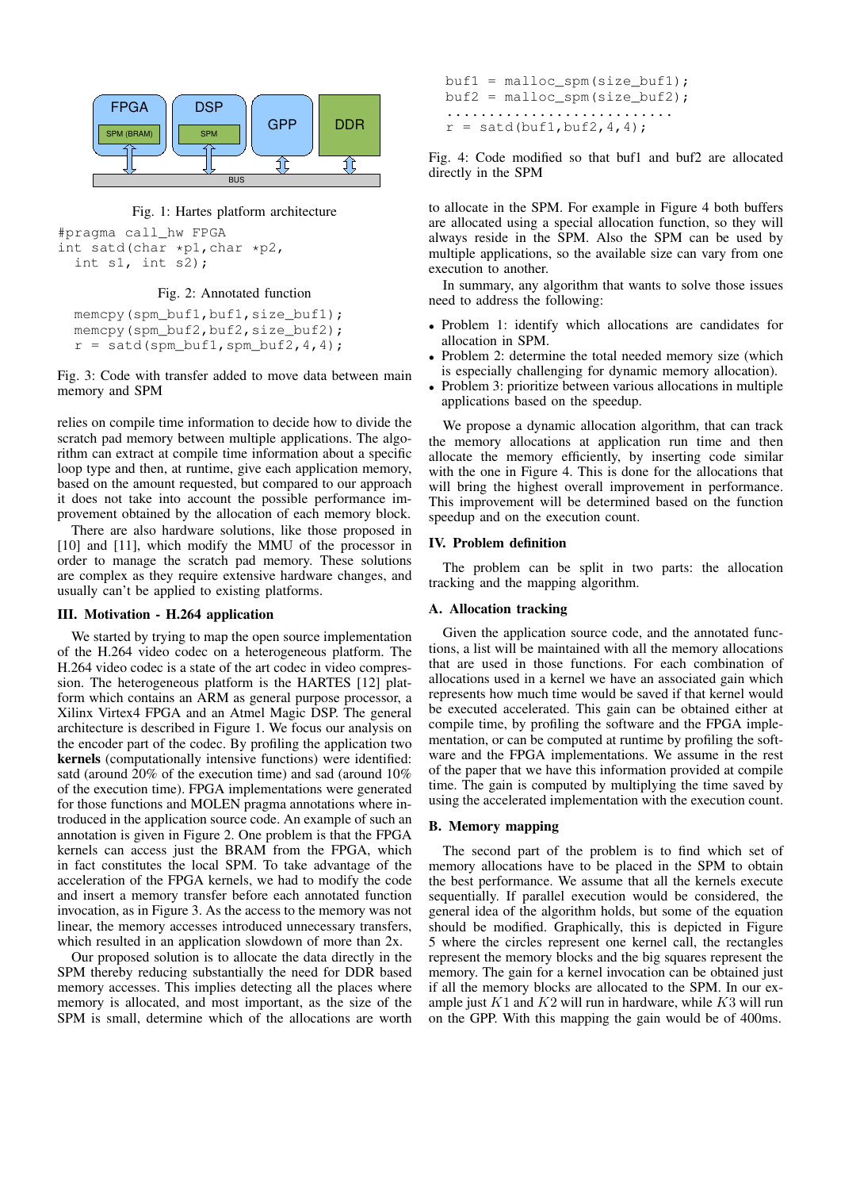FPGA SPM (BRAM) | DSP SPM | GPP | DDR | BUS

Fig. 1: Hartes platform architecture

```
#pragma call_hw FPGA
int satd(char *p1,char *p2,
  int s1, int s2);
```

Fig. 2: Annotated function

```
memcpy(spm_buf1,buf1,size_buf1);
memcpy(spm_buf2,buf2,size_buf2);
r = satd(spm_buf1,spm_buf2,4,4);
```

Fig. 3: Code with transfer added to move data between main memory and SPM

relies on compile time information to decide how to divide the scratch pad memory between multiple applications. The algorithm can extract at compile time information about a specific loop type and then, at runtime, give each application memory, based on the amount requested, but compared to our approach it does not take into account the possible performance improvement obtained by the allocation of each memory block.

There are also hardware solutions, like those proposed in [10] and [11], which modify the MMU of the processor in order to manage the scratch pad memory. These solutions are complex as they require extensive hardware changes, and usually can't be applied to existing platforms.

### III. Motivation - H.264 application

We started by trying to map the open source implementation of the H.264 video codec on a heterogeneous platform. The H.264 video codec is a state of the art codec in video compression. The heterogeneous platform is the HARTES [12] platform which contains an ARM as general purpose processor, a Xilinx Virtex4 FPGA and an Atmel Magic DSP. The general architecture is described in Figure 1. We focus our analysis on the encoder part of the codec. By profiling the application two **kernels** (computationally intensive functions) were identified: satd (around 20% of the execution time) and sad (around 10% of the execution time). FPGA implementations were generated for those functions and MOLEN pragma annotations where introduced in the application source code. An example of such an annotation is given in Figure 2. One problem is that the FPGA kernels can access just the BRAM from the FPGA, which in fact constitutes the local SPM. To take advantage of the acceleration of the FPGA kernels, we had to modify the code and insert a memory transfer before each annotated function invocation, as in Figure 3. As the access to the memory was not linear, the memory accesses introduced unnecessary transfers, which resulted in an application slowdown of more than 2x.

Our proposed solution is to allocate the data directly in the SPM thereby reducing substantially the need for DDR based memory accesses. This implies detecting all the places where memory is allocated, and most important, as the size of the SPM is small, determine which of the allocations are worth

```
buf1 = malloc_spm(size_buf1);
buf2 = malloc_spm(size_buf2);
..........................
r = satd(buf1,buf2,4,4);
```

Fig. 4: Code modified so that buf1 and buf2 are allocated directly in the SPM

to allocate in the SPM. For example in Figure 4 both buffers are allocated using a special allocation function, so they will always reside in the SPM. Also the SPM can be used by multiple applications, so the available size can vary from one execution to another.

In summary, any algorithm that wants to solve those issues need to address the following:

- Problem 1: identify which allocations are candidates for allocation in SPM.
- Problem 2: determine the total needed memory size (which is especially challenging for dynamic memory allocation).
- Problem 3: prioritize between various allocations in multiple applications based on the speedup.

We propose a dynamic allocation algorithm, that can track the memory allocations at application run time and then allocate the memory efficiently, by inserting code similar with the one in Figure 4. This is done for the allocations that will bring the highest overall improvement in performance. This improvement will be determined based on the function speedup and on the execution count.

### IV. Problem definition

The problem can be split in two parts: the allocation tracking and the mapping algorithm.

#### A. Allocation tracking

Given the application source code, and the annotated functions, a list will be maintained with all the memory allocations that are used in those functions. For each combination of allocations used in a kernel we have an associated gain which represents how much time would be saved if that kernel would be executed accelerated. This gain can be obtained either at compile time, by profiling the software and the FPGA implementation, or can be computed at runtime by profiling the software and the FPGA implementations. We assume in the rest of the paper that we have this information provided at compile time. The gain is computed by multiplying the time saved by using the accelerated implementation with the execution count.

#### B. Memory mapping

The second part of the problem is to find which set of memory allocations have to be placed in the SPM to obtain the best performance. We assume that all the kernels execute sequentially. If parallel execution would be considered, the general idea of the algorithm holds, but some of the equation should be modified. Graphically, this is depicted in Figure 5 where the circles represent one kernel call, the rectangles represent the memory blocks and the big squares represent the memory. The gain for a kernel invocation can be obtained just if all the memory blocks are allocated to the SPM. In our example just $K1$ and $K2$ will run in hardware, while $K3$ will run on the GPP. With this mapping the gain would be of 400ms.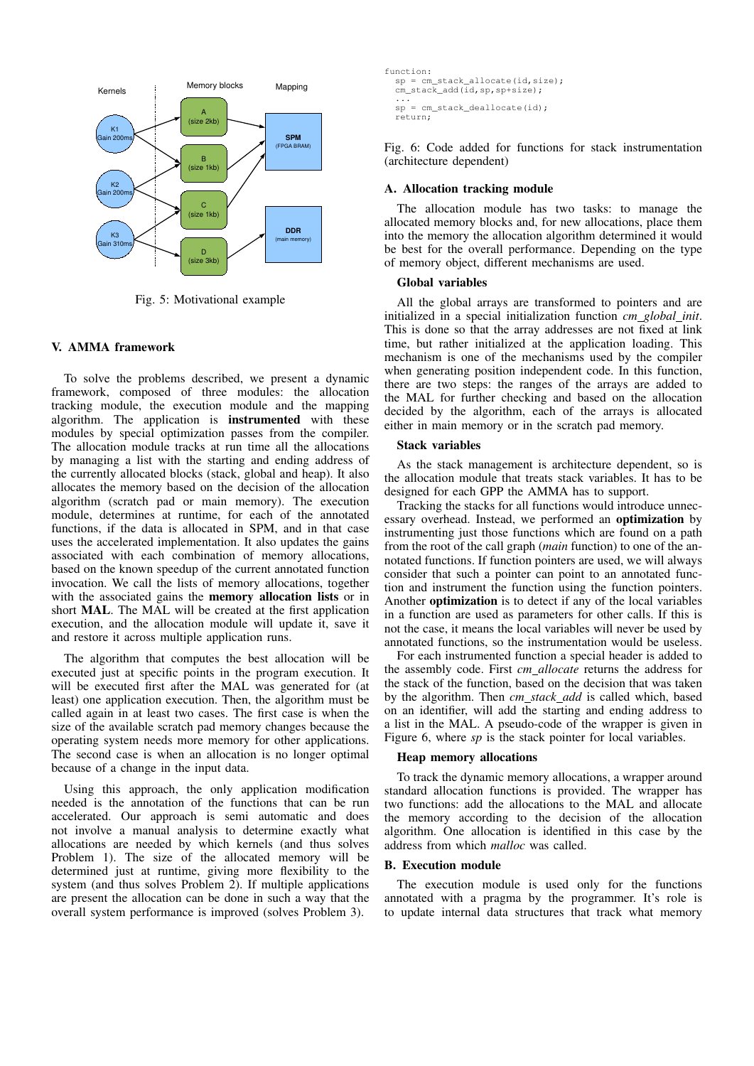Kernels

Memory blocks

Mapping

K1
Gain 200ms

K2
Gain 200ms

K3
Gain 310ms

A
(size 2kb)

B
(size 1kb)

C
(size 1kb)

D
(size 3kb)

SPM
(FPGA BRAM)

DDR
(main memory)

Fig. 5: Motivational example

## V. AMMA framework

To solve the problems described, we present a dynamic framework, composed of three modules: the allocation tracking module, the execution module and the mapping algorithm. The application is **instrumented** with these modules by special optimization passes from the compiler. The allocation module tracks at run time all the allocations by managing a list with the starting and ending address of the currently allocated blocks (stack, global and heap). It also allocates the memory based on the decision of the allocation algorithm (scratch pad or main memory). The execution module, determines at runtime, for each of the annotated functions, if the data is allocated in SPM, and in that case uses the accelerated implementation. It also updates the gains associated with each combination of memory allocations, based on the known speedup of the current annotated function invocation. We call the lists of memory allocations, together with the associated gains the **memory allocation lists** or in short **MAL**. The MAL will be created at the first application execution, and the allocation module will update it, save it and restore it across multiple application runs.

The algorithm that computes the best allocation will be executed just at specific points in the program execution. It will be executed first after the MAL was generated for (at least) one application execution. Then, the algorithm must be called again in at least two cases. The first case is when the size of the available scratch pad memory changes because the operating system needs more memory for other applications. The second case is when an allocation is no longer optimal because of a change in the input data.

Using this approach, the only application modification needed is the annotation of the functions that can be run accelerated. Our approach is semi automatic and does not involve a manual analysis to determine exactly what allocations are needed by which kernels (and thus solves Problem 1). The size of the allocated memory will be determined just at runtime, giving more flexibility to the system (and thus solves Problem 2). If multiple applications are present the allocation can be done in such a way that the overall system performance is improved (solves Problem 3).

```
function:
  sp = cm_stack_allocate(id,size);
  cm_stack_add(id,sp,sp+size);
  ...
  sp = cm_stack_deallocate(id);
  return;
```

Fig. 6: Code added for functions for stack instrumentation (architecture dependent)

### A. Allocation tracking module

The allocation module has two tasks: to manage the allocated memory blocks and, for new allocations, place them into the memory the allocation algorithm determined it would be best for the overall performance. Depending on the type of memory object, different mechanisms are used.

#### Global variables

All the global arrays are transformed to pointers and are initialized in a special initialization function *cm_global_init*. This is done so that the array addresses are not fixed at link time, but rather initialized at the application loading. This mechanism is one of the mechanisms used by the compiler when generating position independent code. In this function, there are two steps: the ranges of the arrays are added to the MAL for further checking and based on the allocation decided by the algorithm, each of the arrays is allocated either in main memory or in the scratch pad memory.

#### Stack variables

As the stack management is architecture dependent, so is the allocation module that treats stack variables. It has to be designed for each GPP the AMMA has to support.

Tracking the stacks for all functions would introduce unnecessary overhead. Instead, we performed an **optimization** by instrumenting just those functions which are found on a path from the root of the call graph (*main* function) to one of the annotated functions. If function pointers are used, we will always consider that such a pointer can point to an annotated function and instrument the function using the function pointers. Another **optimization** is to detect if any of the local variables in a function are used as parameters for other calls. If this is not the case, it means the local variables will never be used by annotated functions, so the instrumentation would be useless.

For each instrumented function a special header is added to the assembly code. First *cm_allocate* returns the address for the stack of the function, based on the decision that was taken by the algorithm. Then *cm_stack_add* is called which, based on an identifier, will add the starting and ending address to a list in the MAL. A pseudo-code of the wrapper is given in Figure 6, where *sp* is the stack pointer for local variables.

#### Heap memory allocations

To track the dynamic memory allocations, a wrapper around standard allocation functions is provided. The wrapper has two functions: add the allocations to the MAL and allocate the memory according to the decision of the allocation algorithm. One allocation is identified in this case by the address from which *malloc* was called.

### B. Execution module

The execution module is used only for the functions annotated with a pragma by the programmer. It's role is to update internal data structures that track what memory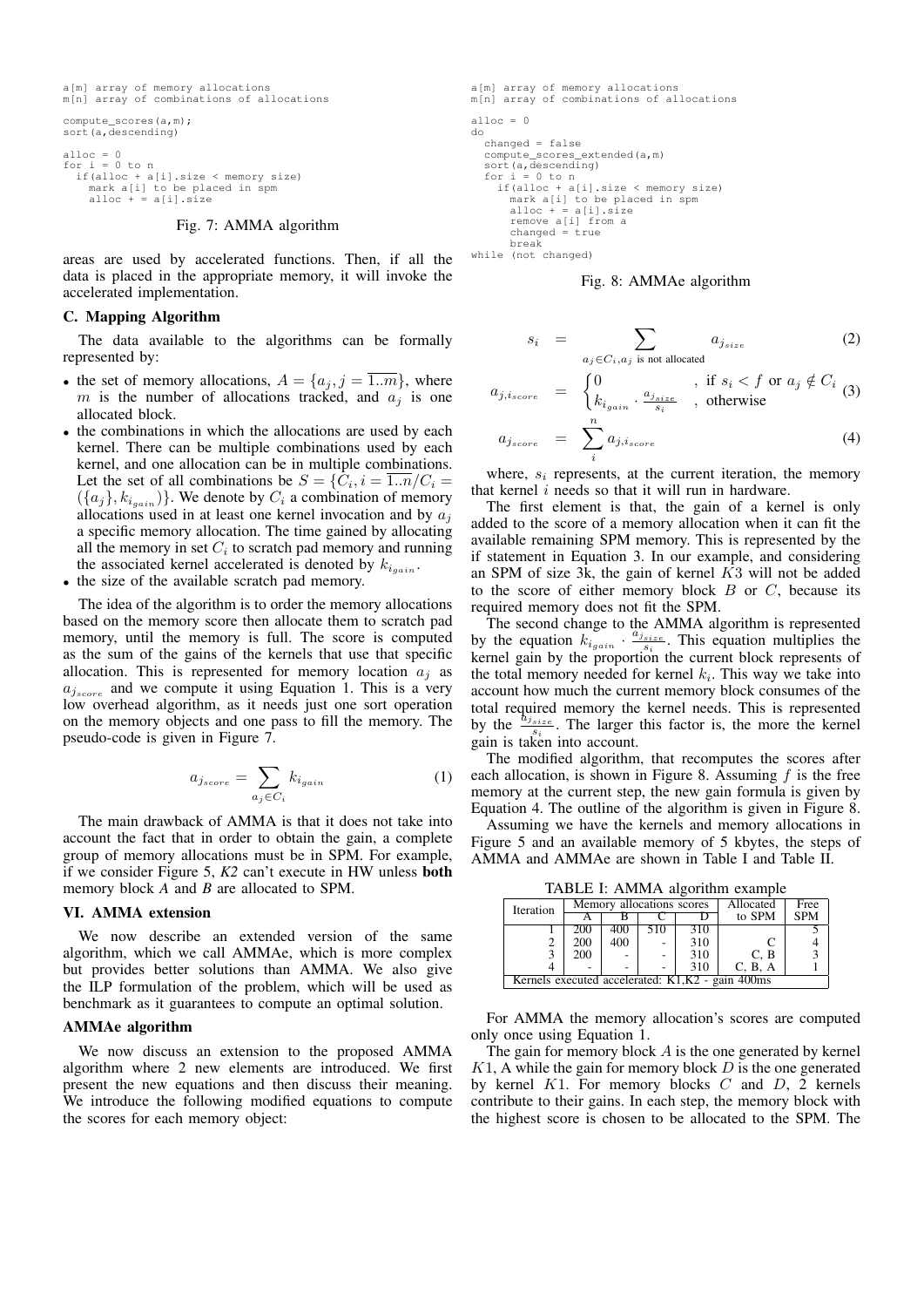```
a[m] array of memory allocations
m[n] array of combinations of allocations

compute_scores(a,m);
sort(a,descending)

alloc = 0
for i = 0 to n
  if(alloc + a[i].size < memory size)
    mark a[i] to be placed in spm
    alloc + = a[i].size
```

Fig. 7: AMMA algorithm

areas are used by accelerated functions. Then, if all the data is placed in the appropriate memory, it will invoke the accelerated implementation.

### C. Mapping Algorithm

The data available to the algorithms can be formally represented by:

- the set of memory allocations, $A = \{a_j, j = \overline{1..m}\}$, where $m$ is the number of allocations tracked, and $a_j$ is one allocated block.
- the combinations in which the allocations are used by each kernel. There can be multiple combinations used by each kernel, and one allocation can be in multiple combinations. Let the set of all combinations be $S = \{C_i, i = \overline{1..n}/C_i = (\{a_j\}, k_{i_{gain}})\}$. We denote by $C_i$ a combination of memory allocations used in at least one kernel invocation and by $a_j$ a specific memory allocation. The time gained by allocating all the memory in set $C_i$ to scratch pad memory and running the associated kernel accelerated is denoted by $k_{i_{gain}}$.
- the size of the available scratch pad memory.

The idea of the algorithm is to order the memory allocations based on the memory score then allocate them to scratch pad memory, until the memory is full. The score is computed as the sum of the gains of the kernels that use that specific allocation. This is represented for memory location $a_j$ as $a_{j_{score}}$ and we compute it using Equation 1. This is a very low overhead algorithm, as it needs just one sort operation on the memory objects and one pass to fill the memory. The pseudo-code is given in Figure 7.

$$a_{j_{score}} = \sum_{a_j \in C_i} k_{i_{gain}} \tag{1}$$

The main drawback of AMMA is that it does not take into account the fact that in order to obtain the gain, a complete group of memory allocations must be in SPM. For example, if we consider Figure 5, *K2* can't execute in HW unless **both** memory block *A* and *B* are allocated to SPM.

## VI. AMMA extension

We now describe an extended version of the same algorithm, which we call AMMAe, which is more complex but provides better solutions than AMMA. We also give the ILP formulation of the problem, which will be used as benchmark as it guarantees to compute an optimal solution.

### AMMAe algorithm

We now discuss an extension to the proposed AMMA algorithm where 2 new elements are introduced. We first present the new equations and then discuss their meaning. We introduce the following modified equations to compute the scores for each memory object:

```
a[m] array of memory allocations
m[n] array of combinations of allocations

alloc = 0
do
  changed = false
  compute_scores_extended(a,m)
  sort(a,descending)
  for i = 0 to n
    if(alloc + a[i].size < memory size)
      mark a[i] to be placed in spm
      alloc + = a[i].size
      remove a[i] from a
      changed = true
      break
while (not changed)
```

Fig. 8: AMMAe algorithm

$$s_i = \sum_{a_j \in C_i, a_j \text{ is not allocated}} a_{j_{size}} \tag{2}$$

$$a_{j,i_{score}} = \begin{cases} 0 & \text{, if } s_i < f \text{ or } a_j \notin C_i \\ k_{i_{gain}} \cdot \frac{a_{j_{size}}}{s_i} & \text{, otherwise} \end{cases} \tag{3}$$

$$a_{j_{score}} = \sum_{i}^{n} a_{j,i_{score}} \tag{4}$$

where, $s_i$ represents, at the current iteration, the memory that kernel $i$ needs so that it will run in hardware.

The first element is that, the gain of a kernel is only added to the score of a memory allocation when it can fit the available remaining SPM memory. This is represented by the if statement in Equation 3. In our example, and considering an SPM of size 3k, the gain of kernel $K3$ will not be added to the score of either memory block $B$ or $C$, because its required memory does not fit the SPM.

The second change to the AMMA algorithm is represented by the equation $k_{i_{gain}} \cdot \frac{a_{j_{size}}}{s_i}$. This equation multiplies the kernel gain by the proportion the current block represents of the total memory needed for kernel $k_i$. This way we take into account how much the current memory block consumes of the total required memory the kernel needs. This is represented by the $\frac{a_{j_{size}}}{s_i}$. The larger this factor is, the more the kernel gain is taken into account.

The modified algorithm, that recomputes the scores after each allocation, is shown in Figure 8. Assuming $f$ is the free memory at the current step, the new gain formula is given by Equation 4. The outline of the algorithm is given in Figure 8.

Assuming we have the kernels and memory allocations in Figure 5 and an available memory of 5 kbytes, the steps of AMMA and AMMAe are shown in Table I and Table II.

TABLE I: AMMA algorithm example

| Iteration | Memory allocations scores | | | | Allocated to SPM | Free SPM |
|---|---|---|---|---|---|---|
| | A | B | C | D | | |
| 1 | 200 | 400 | 510 | 310 | | 5 |
| 2 | 200 | 400 | - | 310 | C | 4 |
| 3 | 200 | - | - | 310 | C, B | 3 |
| 4 | - | - | - | 310 | C, B, A | 1 |
| Kernels executed accelerated: K1,K2 - gain 400ms | | | | | | |

For AMMA the memory allocation's scores are computed only once using Equation 1.

The gain for memory block $A$ is the one generated by kernel $K1$, A while the gain for memory block $D$ is the one generated by kernel $K1$. For memory blocks $C$ and $D$, 2 kernels contribute to their gains. In each step, the memory block with the highest score is chosen to be allocated to the SPM. The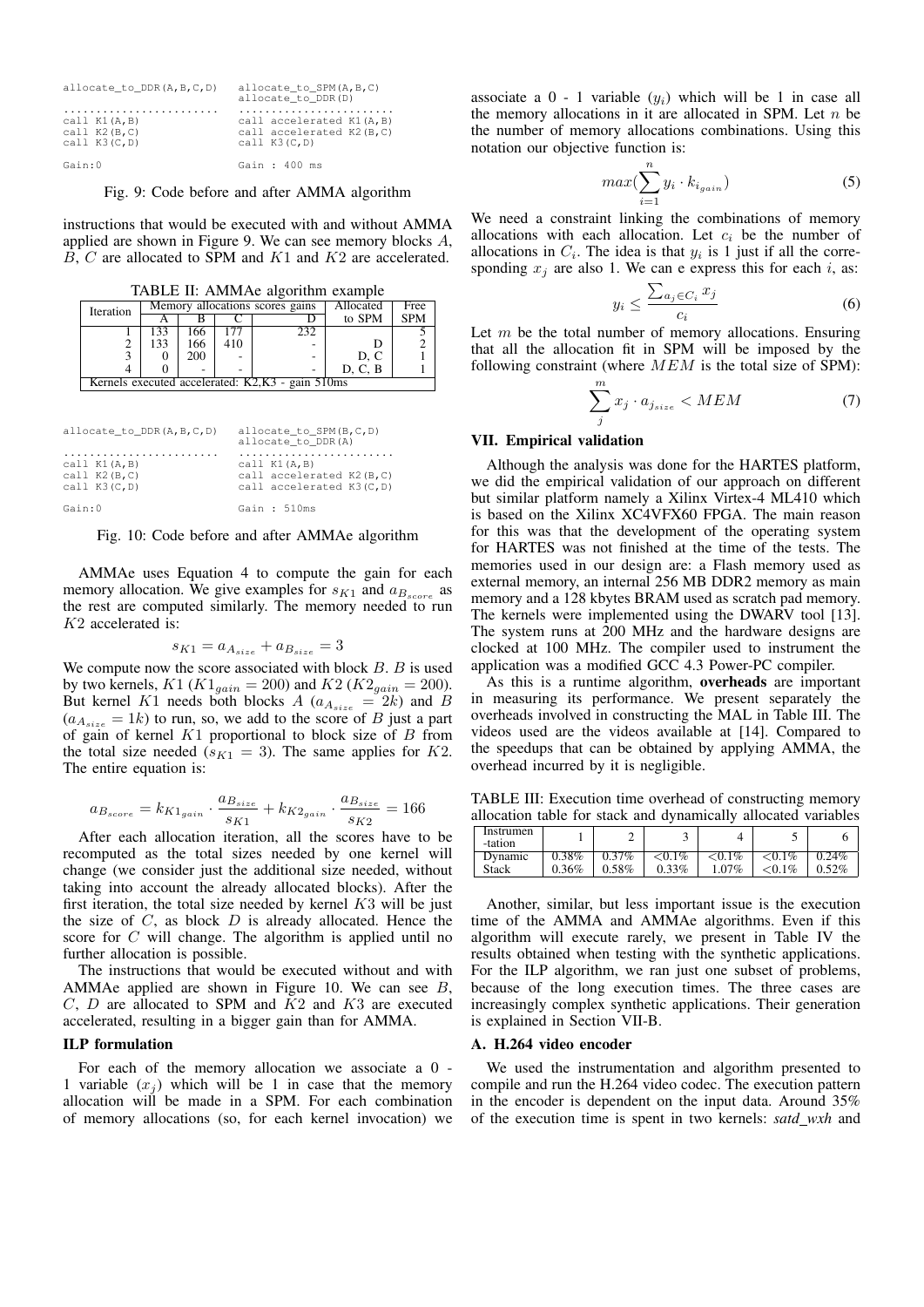```
allocate_to_DDR(A,B,C,D)       allocate_to_SPM(A,B,C)
                               allocate_to_DDR(D)
........................       ........................
call K1(A,B)                   call accelerated K1(A,B)
call K2(B,C)                   call accelerated K2(B,C)
call K3(C,D)                   call K3(C,D)

Gain:0                         Gain : 400 ms
```

Fig. 9: Code before and after AMMA algorithm

instructions that would be executed with and without AMMA applied are shown in Figure 9. We can see memory blocks $A$, $B$, $C$ are allocated to SPM and $K1$ and $K2$ are accelerated.

TABLE II: AMMAe algorithm example

| Iteration | Memory allocations scores gains | | | | Allocated to SPM | Free SPM |
|---|---|---|---|---|---|---|
| | A | B | C | D | | |
| 1 | 133 | 166 | 177 | 232 | | 5 |
| 2 | 133 | 166 | 410 | - | D | 2 |
| 3 | 0 | 200 | - | - | D, C | 1 |
| 4 | 0 | - | - | - | D, C, B | 1 |
| Kernels executed accelerated: K2,K3 - gain 510ms | | | | | | |

```
allocate_to_DDR(A,B,C,D)       allocate_to_SPM(B,C,D)
                               allocate_to_DDR(A)
........................       ........................
call K1(A,B)                   call K1(A,B)
call K2(B,C)                   call accelerated K2(B,C)
call K3(C,D)                   call accelerated K3(C,D)

Gain:0                         Gain : 510ms
```

Fig. 10: Code before and after AMMAe algorithm

AMMAe uses Equation 4 to compute the gain for each memory allocation. We give examples for $s_{K1}$ and $a_{B_{score}}$ as the rest are computed similarly. The memory needed to run $K2$ accelerated is:

$$s_{K1} = a_{A_{size}} + a_{B_{size}} = 3$$

We compute now the score associated with block $B$. $B$ is used by two kernels, $K1$ ($K1_{gain} = 200$) and $K2$ ($K2_{gain} = 200$). But kernel $K1$ needs both blocks $A$ ($a_{A_{size}} = 2k$) and $B$ ($a_{A_{size}} = 1k$) to run, so, we add to the score of $B$ just a part of gain of kernel $K1$ proportional to block size of $B$ from the total size needed ($s_{K1} = 3$). The same applies for $K2$. The entire equation is:

$$a_{B_{score}} = k_{K1_{gain}} \cdot \frac{a_{B_{size}}}{s_{K1}} + k_{K2_{gain}} \cdot \frac{a_{B_{size}}}{s_{K2}} = 166$$

After each allocation iteration, all the scores have to be recomputed as the total sizes needed by one kernel will change (we consider just the additional size needed, without taking into account the already allocated blocks). After the first iteration, the total size needed by kernel $K3$ will be just the size of $C$, as block $D$ is already allocated. Hence the score for $C$ will change. The algorithm is applied until no further allocation is possible.

The instructions that would be executed without and with AMMAe applied are shown in Figure 10. We can see $B$, $C$, $D$ are allocated to SPM and $K2$ and $K3$ are executed accelerated, resulting in a bigger gain than for AMMA.

### ILP formulation

For each of the memory allocation we associate a 0 - 1 variable ($x_j$) which will be 1 in case that the memory allocation will be made in a SPM. For each combination of memory allocations (so, for each kernel invocation) we associate a 0 - 1 variable ($y_i$) which will be 1 in case all the memory allocations in it are allocated in SPM. Let $n$ be the number of memory allocations combinations. Using this notation our objective function is:

$$max(\sum_{i=1}^{n} y_i \cdot k_{i_{gain}}) \tag{5}$$

We need a constraint linking the combinations of memory allocations with each allocation. Let $c_i$ be the number of allocations in $C_i$. The idea is that $y_i$ is 1 just if all the corresponding $x_j$ are also 1. We can e express this for each $i$, as:

$$y_i \leq \frac{\sum_{a_j \in C_i} x_j}{c_i} \tag{6}$$

Let $m$ be the total number of memory allocations. Ensuring that all the allocation fit in SPM will be imposed by the following constraint (where $MEM$ is the total size of SPM):

$$\sum_{j}^{m} x_j \cdot a_{j_{size}} < MEM \tag{7}$$

## VII. Empirical validation

Although the analysis was done for the HARTES platform, we did the empirical validation of our approach on different but similar platform namely a Xilinx Virtex-4 ML410 which is based on the Xilinx XC4VFX60 FPGA. The main reason for this was that the development of the operating system for HARTES was not finished at the time of the tests. The memories used in our design are: a Flash memory used as external memory, an internal 256 MB DDR2 memory as main memory and a 128 kbytes BRAM used as scratch pad memory. The kernels were implemented using the DWARV tool [13]. The system runs at 200 MHz and the hardware designs are clocked at 100 MHz. The compiler used to instrument the application was a modified GCC 4.3 Power-PC compiler.

As this is a runtime algorithm, **overheads** are important in measuring its performance. We present separately the overheads involved in constructing the MAL in Table III. The videos used are the videos available at [14]. Compared to the speedups that can be obtained by applying AMMA, the overhead incurred by it is negligible.

TABLE III: Execution time overhead of constructing memory allocation table for stack and dynamically allocated variables

| Instrumen -tation | 1 | 2 | 3 | 4 | 5 | 6 |
|---|---|---|---|---|---|---|
| Dynamic | 0.38% | 0.37% | <0.1% | <0.1% | <0.1% | 0.24% |
| Stack | 0.36% | 0.58% | 0.33% | 1.07% | <0.1% | 0.52% |

Another, similar, but less important issue is the execution time of the AMMA and AMMAe algorithms. Even if this algorithm will execute rarely, we present in Table IV the results obtained when testing with the synthetic applications. For the ILP algorithm, we ran just one subset of problems, because of the long execution times. The three cases are increasingly complex synthetic applications. Their generation is explained in Section VII-B.

### A. H.264 video encoder

We used the instrumentation and algorithm presented to compile and run the H.264 video codec. The execution pattern in the encoder is dependent on the input data. Around 35% of the execution time is spent in two kernels: *satd_wxh* and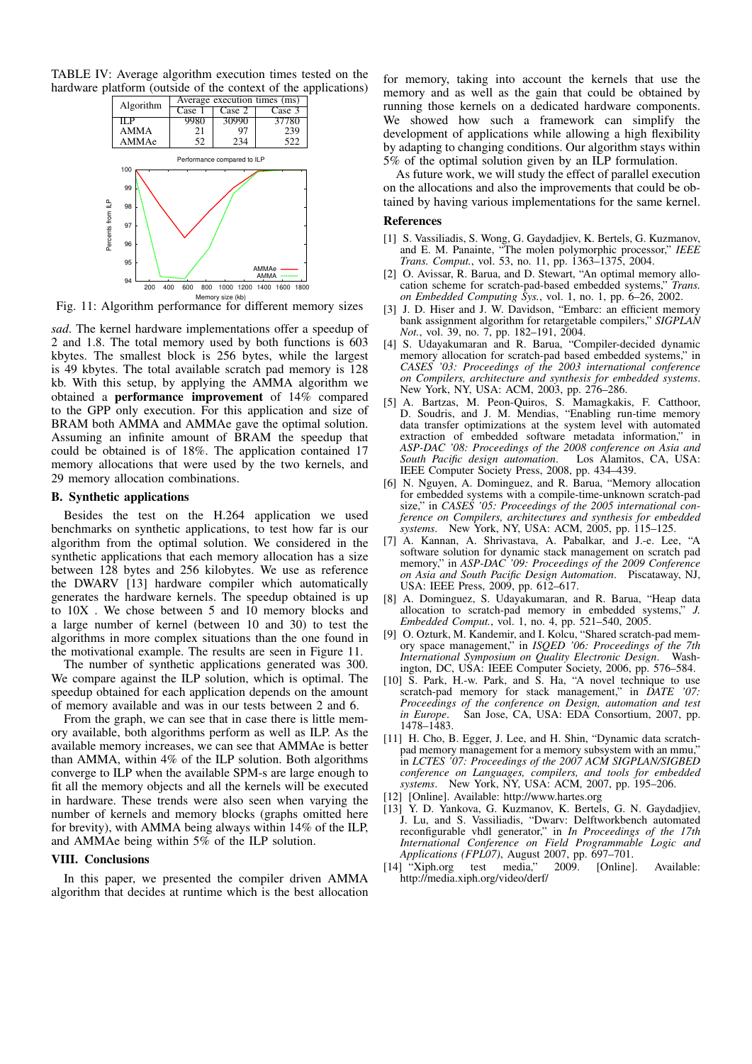TABLE IV: Average algorithm execution times tested on the hardware platform (outside of the context of the applications)

| Algorithm | Average execution times (ms) | | |
|---|---|---|---|
| | Case 1 | Case 2 | Case 3 |
| ILP | 9980 | 30990 | 37780 |
| AMMA | 21 | 97 | 239 |
| AMMAe | 52 | 234 | 522 |

Performance compared to ILP

Percents from ILP

100
99
98
97
96
95
94

200 400 600 800 1000 1200 1400 1600 1800

Memory size (kb)

AMMAe
AMMA

Fig. 11: Algorithm performance for different memory sizes

*sad*. The kernel hardware implementations offer a speedup of 2 and 1.8. The total memory used by both functions is 603 kbytes. The smallest block is 256 bytes, while the largest is 49 kbytes. The total available scratch pad memory is 128 kb. With this setup, by applying the AMMA algorithm we obtained a **performance improvement** of 14% compared to the GPP only execution. For this application and size of BRAM both AMMA and AMMAe gave the optimal solution. Assuming an infinite amount of BRAM the speedup that could be obtained is of 18%. The application contained 17 memory allocations that were used by the two kernels, and 29 memory allocation combinations.

### B. Synthetic applications

Besides the test on the H.264 application we used benchmarks on synthetic applications, to test how far is our algorithm from the optimal solution. We considered in the synthetic applications that each memory allocation has a size between 128 bytes and 256 kilobytes. We use as reference the DWARV [13] hardware compiler which automatically generates the hardware kernels. The speedup obtained is up to 10X . We chose between 5 and 10 memory blocks and a large number of kernel (between 10 and 30) to test the algorithms in more complex situations than the one found in the motivational example. The results are seen in Figure 11.

The number of synthetic applications generated was 300. We compare against the ILP solution, which is optimal. The speedup obtained for each application depends on the amount of memory available and was in our tests between 2 and 6.

From the graph, we can see that in case there is little memory available, both algorithms perform as well as ILP. As the available memory increases, we can see that AMMAe is better than AMMA, within 4% of the ILP solution. Both algorithms converge to ILP when the available SPM-s are large enough to fit all the memory objects and all the kernels will be executed in hardware. These trends were also seen when varying the number of kernels and memory blocks (graphs omitted here for brevity), with AMMA being always within 14% of the ILP, and AMMAe being within 5% of the ILP solution.

## VIII. Conclusions

In this paper, we presented the compiler driven AMMA algorithm that decides at runtime which is the best allocation for memory, taking into account the kernels that use the memory and as well as the gain that could be obtained by running those kernels on a dedicated hardware components. We showed how such a framework can simplify the development of applications while allowing a high flexibility by adapting to changing conditions. Our algorithm stays within 5% of the optimal solution given by an ILP formulation.

As future work, we will study the effect of parallel execution on the allocations and also the improvements that could be obtained by having various implementations for the same kernel.

## References

[1] S. Vassiliadis, S. Wong, G. Gaydadjiev, K. Bertels, G. Kuzmanov, and E. M. Panainte, "The molen polymorphic processor," *IEEE Trans. Comput.*, vol. 53, no. 11, pp. 1363–1375, 2004.

[2] O. Avissar, R. Barua, and D. Stewart, "An optimal memory allocation scheme for scratch-pad-based embedded systems," *Trans. on Embedded Computing Sys.*, vol. 1, no. 1, pp. 6–26, 2002.

[3] J. D. Hiser and J. W. Davidson, "Embarc: an efficient memory bank assignment algorithm for retargetable compilers," *SIGPLAN Not.*, vol. 39, no. 7, pp. 182–191, 2004.

[4] S. Udayakumaran and R. Barua, "Compiler-decided dynamic memory allocation for scratch-pad based embedded systems," in *CASES '03: Proceedings of the 2003 international conference on Compilers, architecture and synthesis for embedded systems*. New York, NY, USA: ACM, 2003, pp. 276–286.

[5] A. Bartzas, M. Peon-Quiros, S. Mamagkakis, F. Catthoor, D. Soudris, and J. M. Mendias, "Enabling run-time memory data transfer optimizations at the system level with automated extraction of embedded software metadata information," in *ASP-DAC '08: Proceedings of the 2008 conference on Asia and South Pacific design automation*. Los Alamitos, CA, USA: IEEE Computer Society Press, 2008, pp. 434–439.

[6] N. Nguyen, A. Dominguez, and R. Barua, "Memory allocation for embedded systems with a compile-time-unknown scratch-pad size," in *CASES '05: Proceedings of the 2005 international conference on Compilers, architectures and synthesis for embedded systems*. New York, NY, USA: ACM, 2005, pp. 115–125.

[7] A. Kannan, A. Shrivastava, A. Pabalkar, and J.-e. Lee, "A software solution for dynamic stack management on scratch pad memory," in *ASP-DAC '09: Proceedings of the 2009 Conference on Asia and South Pacific Design Automation*. Piscataway, NJ, USA: IEEE Press, 2009, pp. 612–617.

[8] A. Dominguez, S. Udayakumaran, and R. Barua, "Heap data allocation to scratch-pad memory in embedded systems," *J. Embedded Comput.*, vol. 1, no. 4, pp. 521–540, 2005.

[9] O. Ozturk, M. Kandemir, and I. Kolcu, "Shared scratch-pad memory space management," in *ISQED '06: Proceedings of the 7th International Symposium on Quality Electronic Design*. Washington, DC, USA: IEEE Computer Society, 2006, pp. 576–584.

[10] S. Park, H.-w. Park, and S. Ha, "A novel technique to use scratch-pad memory for stack management," in *DATE '07: Proceedings of the conference on Design, automation and test in Europe*. San Jose, CA, USA: EDA Consortium, 2007, pp. 1478–1483.

[11] H. Cho, B. Egger, J. Lee, and H. Shin, "Dynamic data scratch-pad memory management for a memory subsystem with an mmu," in *LCTES '07: Proceedings of the 2007 ACM SIGPLAN/SIGBED conference on Languages, compilers, and tools for embedded systems*. New York, NY, USA: ACM, 2007, pp. 195–206.

[12] [Online]. Available: http://www.hartes.org

[13] Y. D. Yankova, G. Kuzmanov, K. Bertels, G. N. Gaydadjiev, J. Lu, and S. Vassiliadis, "Dwarv: Delftworkbench automated reconfigurable vhdl generator," in *In Proceedings of the 17th International Conference on Field Programmable Logic and Applications (FPL07)*, August 2007, pp. 697–701.

[14] "Xiph.org test media," 2009. [Online]. Available: http://media.xiph.org/video/derf/